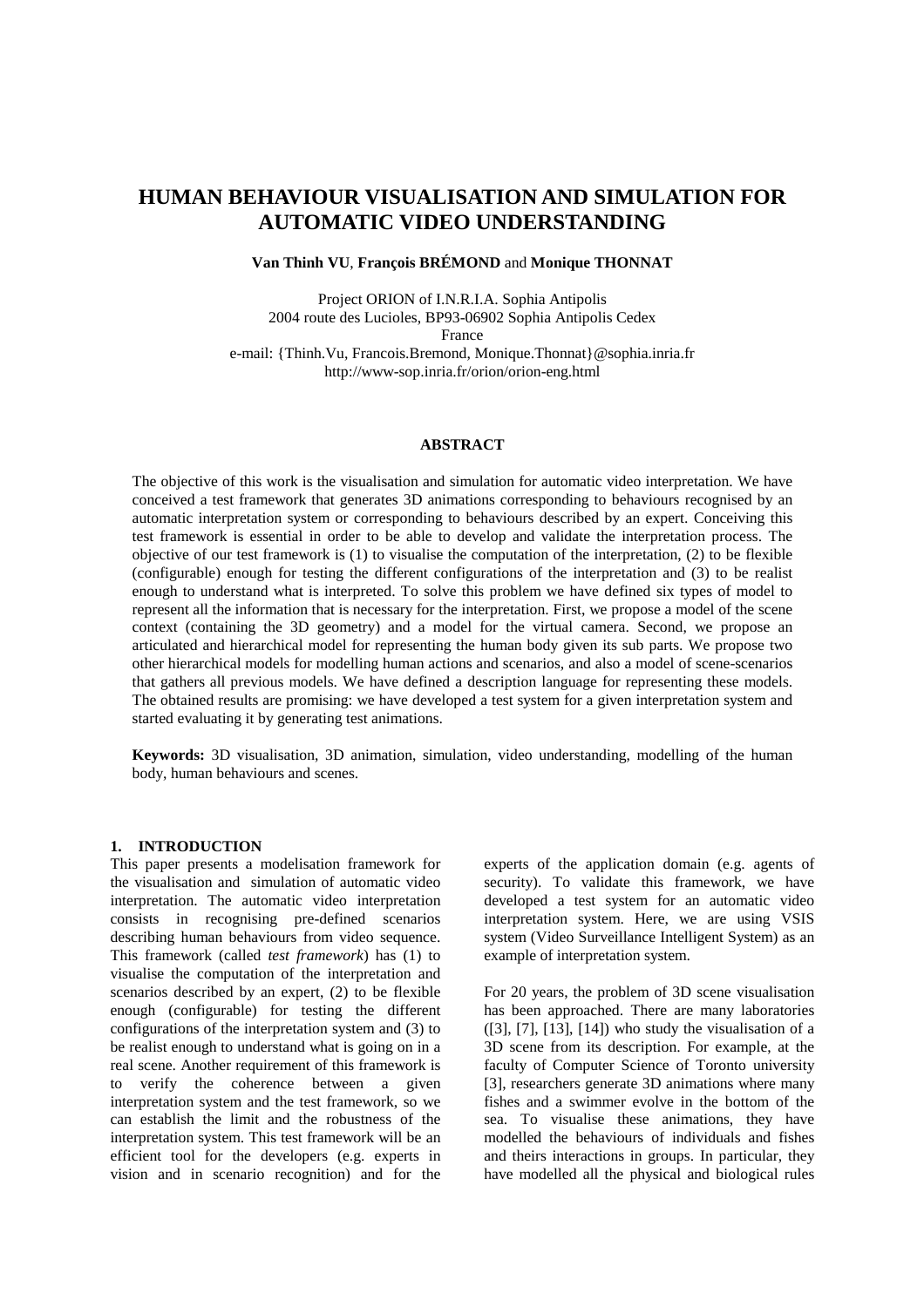# HUMAN BEHAVIOUR VISUALISATION AND SIMULATION FOR AUTOMATIC VIDEO UNDERSTANDING

**Van Thinh VU**, **François BRÉMOND** and **Monique THONNAT**

Project ORION of I.N.R.I.A. Sophia Antipolis
2004 route des Lucioles, BP93-06902 Sophia Antipolis Cedex
France
e-mail: {Thinh.Vu, Francois.Bremond, Monique.Thonnat}@sophia.inria.fr
http://www-sop.inria.fr/orion/orion-eng.html

## ABSTRACT

The objective of this work is the visualisation and simulation for automatic video interpretation. We have conceived a test framework that generates 3D animations corresponding to behaviours recognised by an automatic interpretation system or corresponding to behaviours described by an expert. Conceiving this test framework is essential in order to be able to develop and validate the interpretation process. The objective of our test framework is (1) to visualise the computation of the interpretation, (2) to be flexible (configurable) enough for testing the different configurations of the interpretation and (3) to be realist enough to understand what is interpreted. To solve this problem we have defined six types of model to represent all the information that is necessary for the interpretation. First, we propose a model of the scene context (containing the 3D geometry) and a model for the virtual camera. Second, we propose an articulated and hierarchical model for representing the human body given its sub parts. We propose two other hierarchical models for modelling human actions and scenarios, and also a model of scene-scenarios that gathers all previous models. We have defined a description language for representing these models. The obtained results are promising: we have developed a test system for a given interpretation system and started evaluating it by generating test animations.

**Keywords:** 3D visualisation, 3D animation, simulation, video understanding, modelling of the human body, human behaviours and scenes.

## 1. INTRODUCTION

This paper presents a modelisation framework for the visualisation and simulation of automatic video interpretation. The automatic video interpretation consists in recognising pre-defined scenarios describing human behaviours from video sequence. This framework (called *test framework*) has (1) to visualise the computation of the interpretation and scenarios described by an expert, (2) to be flexible enough (configurable) for testing the different configurations of the interpretation system and (3) to be realist enough to understand what is going on in a real scene. Another requirement of this framework is to verify the coherence between a given interpretation system and the test framework, so we can establish the limit and the robustness of the interpretation system. This test framework will be an efficient tool for the developers (e.g. experts in vision and in scenario recognition) and for the experts of the application domain (e.g. agents of security). To validate this framework, we have developed a test system for an automatic video interpretation system. Here, we are using VSIS system (Video Surveillance Intelligent System) as an example of interpretation system.

For 20 years, the problem of 3D scene visualisation has been approached. There are many laboratories ([3], [7], [13], [14]) who study the visualisation of a 3D scene from its description. For example, at the faculty of Computer Science of Toronto university [3], researchers generate 3D animations where many fishes and a swimmer evolve in the bottom of the sea. To visualise these animations, they have modelled the behaviours of individuals and fishes and theirs interactions in groups. In particular, they have modelled all the physical and biological rules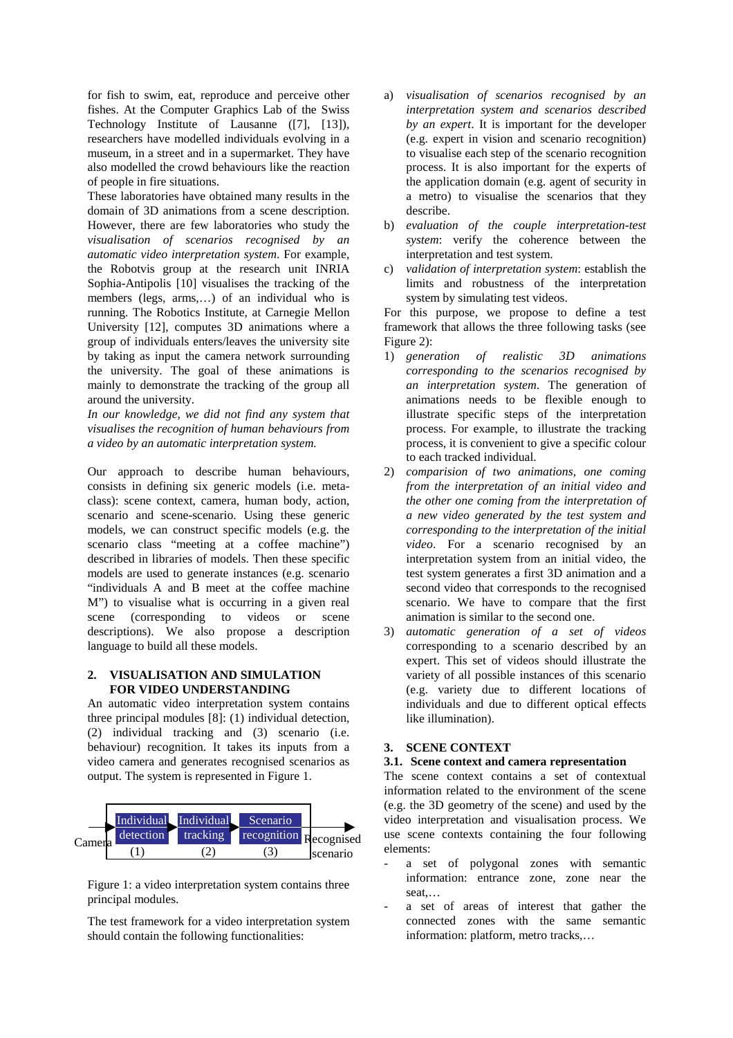for fish to swim, eat, reproduce and perceive other fishes. At the Computer Graphics Lab of the Swiss Technology Institute of Lausanne ([7], [13]), researchers have modelled individuals evolving in a museum, in a street and in a supermarket. They have also modelled the crowd behaviours like the reaction of people in fire situations.

These laboratories have obtained many results in the domain of 3D animations from a scene description. However, there are few laboratories who study the *visualisation of scenarios recognised by an automatic video interpretation system*. For example, the Robotvis group at the research unit INRIA Sophia-Antipolis [10] visualises the tracking of the members (legs, arms,…) of an individual who is running. The Robotics Institute, at Carnegie Mellon University [12], computes 3D animations where a group of individuals enters/leaves the university site by taking as input the camera network surrounding the university. The goal of these animations is mainly to demonstrate the tracking of the group all around the university.

*In our knowledge, we did not find any system that visualises the recognition of human behaviours from a video by an automatic interpretation system.*

Our approach to describe human behaviours, consists in defining six generic models (i.e. meta-class): scene context, camera, human body, action, scenario and scene-scenario. Using these generic models, we can construct specific models (e.g. the scenario class "meeting at a coffee machine") described in libraries of models. Then these specific models are used to generate instances (e.g. scenario "individuals A and B meet at the coffee machine M") to visualise what is occurring in a given real scene (corresponding to videos or scene descriptions). We also propose a description language to build all these models.

## 2. VISUALISATION AND SIMULATION FOR VIDEO UNDERSTANDING

An automatic video interpretation system contains three principal modules [8]: (1) individual detection, (2) individual tracking and (3) scenario (i.e. behaviour) recognition. It takes its inputs from a video camera and generates recognised scenarios as output. The system is represented in Figure 1.

Camera → Individual detection (1) → Individual tracking (2) → Scenario recognition (3) → Recognised scenario

Figure 1: a video interpretation system contains three principal modules.

The test framework for a video interpretation system should contain the following functionalities:

a) *visualisation of scenarios recognised by an interpretation system and scenarios described by an expert*. It is important for the developer (e.g. expert in vision and scenario recognition) to visualise each step of the scenario recognition process. It is also important for the experts of the application domain (e.g. agent of security in a metro) to visualise the scenarios that they describe.
b) *evaluation of the couple interpretation-test system*: verify the coherence between the interpretation and test system.
c) *validation of interpretation system*: establish the limits and robustness of the interpretation system by simulating test videos.

For this purpose, we propose to define a test framework that allows the three following tasks (see Figure 2):

1) *generation of realistic 3D animations corresponding to the scenarios recognised by an interpretation system*. The generation of animations needs to be flexible enough to illustrate specific steps of the interpretation process. For example, to illustrate the tracking process, it is convenient to give a specific colour to each tracked individual.
2) *comparision of two animations, one coming from the interpretation of an initial video and the other one coming from the interpretation of a new video generated by the test system and corresponding to the interpretation of the initial video*. For a scenario recognised by an interpretation system from an initial video, the test system generates a first 3D animation and a second video that corresponds to the recognised scenario. We have to compare that the first animation is similar to the second one.
3) *automatic generation of a set of videos* corresponding to a scenario described by an expert. This set of videos should illustrate the variety of all possible instances of this scenario (e.g. variety due to different locations of individuals and due to different optical effects like illumination).

## 3. SCENE CONTEXT

### 3.1. Scene context and camera representation

The scene context contains a set of contextual information related to the environment of the scene (e.g. the 3D geometry of the scene) and used by the video interpretation and visualisation process. We use scene contexts containing the four following elements:

- a set of polygonal zones with semantic information: entrance zone, zone near the seat,…
- a set of areas of interest that gather the connected zones with the same semantic information: platform, metro tracks,…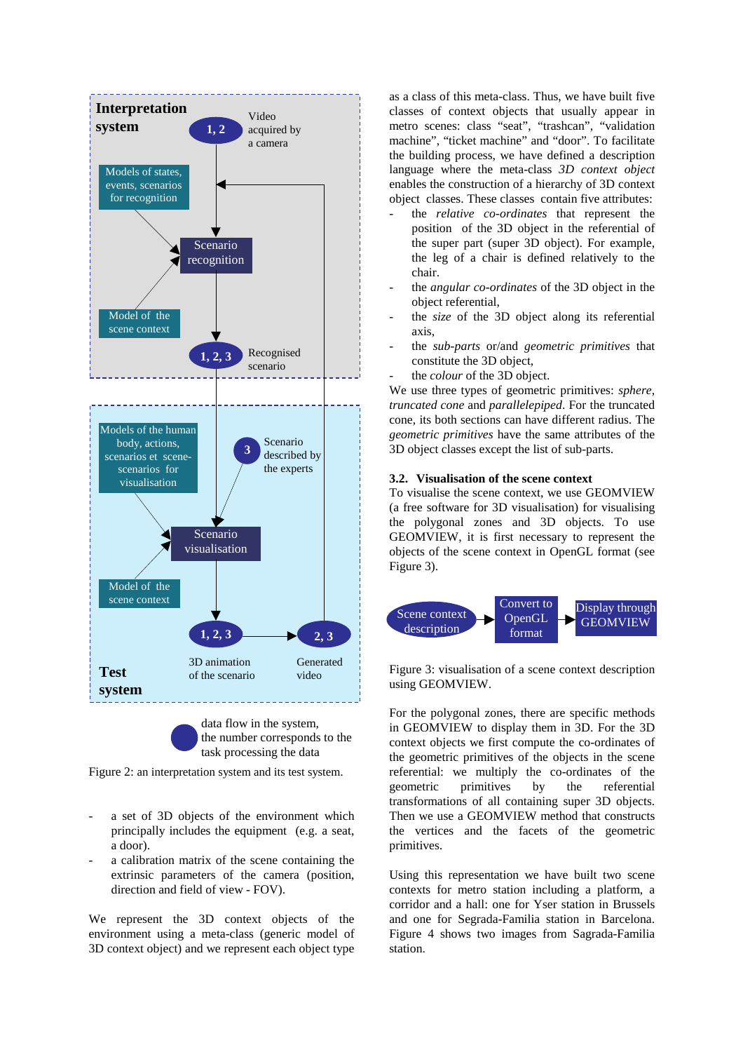Figure 2: an interpretation system and its test system.

- a set of 3D objects of the environment which principally includes the equipment (e.g. a seat, a door).
- a calibration matrix of the scene containing the extrinsic parameters of the camera (position, direction and field of view - FOV).

We represent the 3D context objects of the environment using a meta-class (generic model of 3D context object) and we represent each object type as a class of this meta-class. Thus, we have built five classes of context objects that usually appear in metro scenes: class "seat", "trashcan", "validation machine", "ticket machine" and "door". To facilitate the building process, we have defined a description language where the meta-class *3D context object* enables the construction of a hierarchy of 3D context object classes. These classes contain five attributes:

- the *relative co-ordinates* that represent the position of the 3D object in the referential of the super part (super 3D object). For example, the leg of a chair is defined relatively to the chair.
- the *angular co-ordinates* of the 3D object in the object referential,
- the *size* of the 3D object along its referential axis,
- the *sub-parts* or/and *geometric primitives* that constitute the 3D object,
- the *colour* of the 3D object.

We use three types of geometric primitives: *sphere*, *truncated cone* and *parallelepiped*. For the truncated cone, its both sections can have different radius. The *geometric primitives* have the same attributes of the 3D object classes except the list of sub-parts.

### 3.2. Visualisation of the scene context

To visualise the scene context, we use GEOMVIEW (a free software for 3D visualisation) for visualising the polygonal zones and 3D objects. To use GEOMVIEW, it is first necessary to represent the objects of the scene context in OpenGL format (see Figure 3).

Figure 3: visualisation of a scene context description using GEOMVIEW.

For the polygonal zones, there are specific methods in GEOMVIEW to display them in 3D. For the 3D context objects we first compute the co-ordinates of the geometric primitives of the objects in the scene referential: we multiply the co-ordinates of the geometric primitives by the referential transformations of all containing super 3D objects. Then we use a GEOMVIEW method that constructs the vertices and the facets of the geometric primitives.

Using this representation we have built two scene contexts for metro station including a platform, a corridor and a hall: one for Yser station in Brussels and one for Segrada-Familia station in Barcelona. Figure 4 shows two images from Sagrada-Familia station.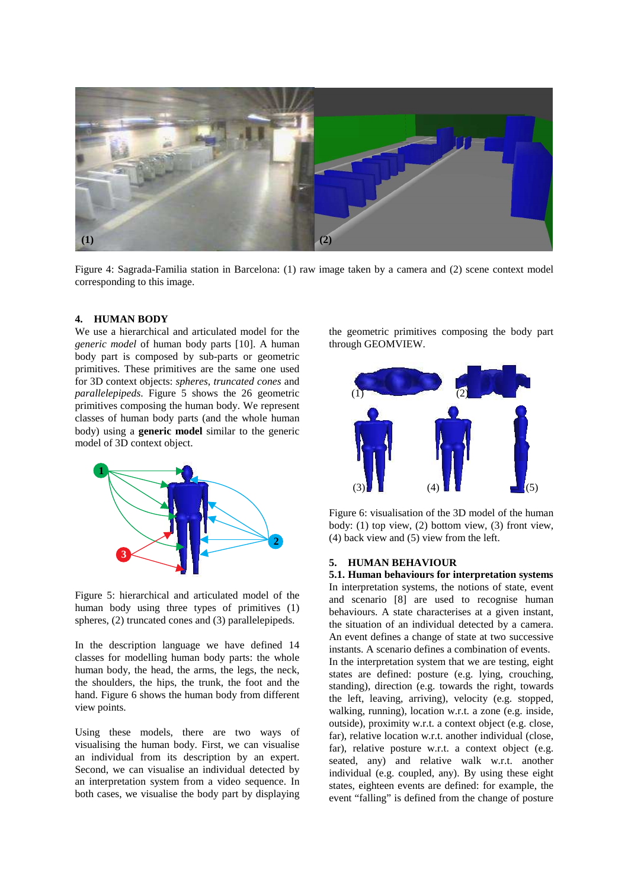Figure 4: Sagrada-Familia station in Barcelona: (1) raw image taken by a camera and (2) scene context model corresponding to this image.

## 4. HUMAN BODY

We use a hierarchical and articulated model for the *generic model* of human body parts [10]. A human body part is composed by sub-parts or geometric primitives. These primitives are the same one used for 3D context objects: *spheres*, *truncated cones* and *parallelepipeds*. Figure 5 shows the 26 geometric primitives composing the human body. We represent classes of human body parts (and the whole human body) using a **generic model** similar to the generic model of 3D context object.

Figure 5: hierarchical and articulated model of the human body using three types of primitives (1) spheres, (2) truncated cones and (3) parallelepipeds.

In the description language we have defined 14 classes for modelling human body parts: the whole human body, the head, the arms, the legs, the neck, the shoulders, the hips, the trunk, the foot and the hand. Figure 6 shows the human body from different view points.

Using these models, there are two ways of visualising the human body. First, we can visualise an individual from its description by an expert. Second, we can visualise an individual detected by an interpretation system from a video sequence. In both cases, we visualise the body part by displaying the geometric primitives composing the body part through GEOMVIEW.

Figure 6: visualisation of the 3D model of the human body: (1) top view, (2) bottom view, (3) front view, (4) back view and (5) view from the left.

## 5. HUMAN BEHAVIOUR

### 5.1. Human behaviours for interpretation systems

In interpretation systems, the notions of state, event and scenario [8] are used to recognise human behaviours. A state characterises at a given instant, the situation of an individual detected by a camera. An event defines a change of state at two successive instants. A scenario defines a combination of events.

In the interpretation system that we are testing, eight states are defined: posture (e.g. lying, crouching, standing), direction (e.g. towards the right, towards the left, leaving, arriving), velocity (e.g. stopped, walking, running), location w.r.t. a zone (e.g. inside, outside), proximity w.r.t. a context object (e.g. close, far), relative location w.r.t. another individual (close, far), relative posture w.r.t. a context object (e.g. seated, any) and relative walk w.r.t. another individual (e.g. coupled, any). By using these eight states, eighteen events are defined: for example, the event "falling" is defined from the change of posture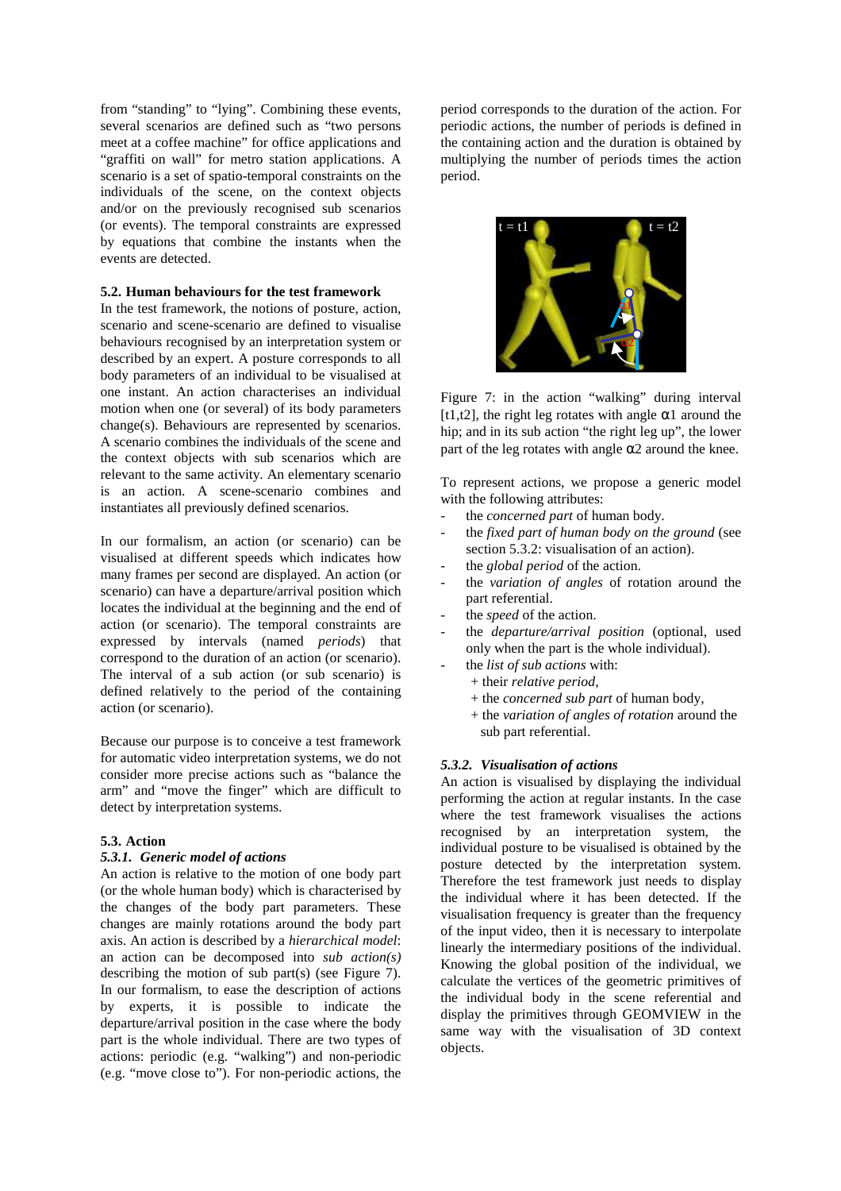from "standing" to "lying". Combining these events, several scenarios are defined such as "two persons meet at a coffee machine" for office applications and "graffiti on wall" for metro station applications. A scenario is a set of spatio-temporal constraints on the individuals of the scene, on the context objects and/or on the previously recognised sub scenarios (or events). The temporal constraints are expressed by equations that combine the instants when the events are detected.

### 5.2. Human behaviours for the test framework

In the test framework, the notions of posture, action, scenario and scene-scenario are defined to visualise behaviours recognised by an interpretation system or described by an expert. A posture corresponds to all body parameters of an individual to be visualised at one instant. An action characterises an individual motion when one (or several) of its body parameters change(s). Behaviours are represented by scenarios. A scenario combines the individuals of the scene and the context objects with sub scenarios which are relevant to the same activity. An elementary scenario is an action. A scene-scenario combines and instantiates all previously defined scenarios.

In our formalism, an action (or scenario) can be visualised at different speeds which indicates how many frames per second are displayed. An action (or scenario) can have a departure/arrival position which locates the individual at the beginning and the end of action (or scenario). The temporal constraints are expressed by intervals (named *periods*) that correspond to the duration of an action (or scenario). The interval of a sub action (or sub scenario) is defined relatively to the period of the containing action (or scenario).

Because our purpose is to conceive a test framework for automatic video interpretation systems, we do not consider more precise actions such as "balance the arm" and "move the finger" which are difficult to detect by interpretation systems.

### 5.3. Action

#### 5.3.1. Generic model of actions

An action is relative to the motion of one body part (or the whole human body) which is characterised by the changes of the body part parameters. These changes are mainly rotations around the body part axis. An action is described by a *hierarchical model*: an action can be decomposed into *sub action(s)* describing the motion of sub part(s) (see Figure 7). In our formalism, to ease the description of actions by experts, it is possible to indicate the departure/arrival position in the case where the body part is the whole individual. There are two types of actions: periodic (e.g. "walking") and non-periodic (e.g. "move close to"). For non-periodic actions, the period corresponds to the duration of the action. For periodic actions, the number of periods is defined in the containing action and the duration is obtained by multiplying the number of periods times the action period.

Figure 7: in the action "walking" during interval [t1,t2], the right leg rotates with angle $\alpha 1$ around the hip; and in its sub action "the right leg up", the lower part of the leg rotates with angle $\alpha 2$ around the knee.

To represent actions, we propose a generic model with the following attributes:

- the *concerned part* of human body.
- the *fixed part of human body on the ground* (see section 5.3.2: visualisation of an action).
- the *global period* of the action.
- the *variation of angles* of rotation around the part referential.
- the *speed* of the action.
- the *departure/arrival position* (optional, used only when the part is the whole individual).
- the *list of sub actions* with:
  - + their *relative period*,
  - + the *concerned sub part* of human body,
  - + the *variation of angles of rotation* around the sub part referential.

#### 5.3.2. Visualisation of actions

An action is visualised by displaying the individual performing the action at regular instants. In the case where the test framework visualises the actions recognised by an interpretation system, the individual posture to be visualised is obtained by the posture detected by the interpretation system. Therefore the test framework just needs to display the individual where it has been detected. If the visualisation frequency is greater than the frequency of the input video, then it is necessary to interpolate linearly the intermediary positions of the individual. Knowing the global position of the individual, we calculate the vertices of the geometric primitives of the individual body in the scene referential and display the primitives through GEOMVIEW in the same way with the visualisation of 3D context objects.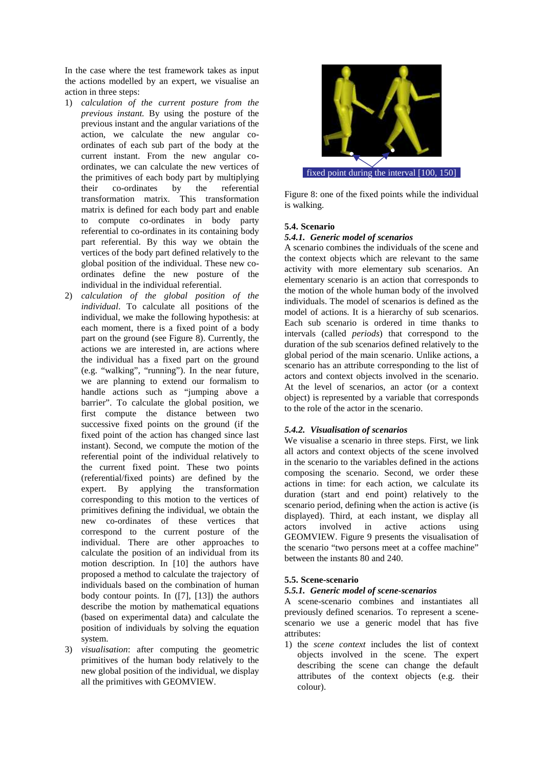In the case where the test framework takes as input the actions modelled by an expert, we visualise an action in three steps:

1) *calculation of the current posture from the previous instant.* By using the posture of the previous instant and the angular variations of the action, we calculate the new angular co-ordinates of each sub part of the body at the current instant. From the new angular co-ordinates, we can calculate the new vertices of the primitives of each body part by multiplying their co-ordinates by the referential transformation matrix. This transformation matrix is defined for each body part and enable to compute co-ordinates in body party referential to co-ordinates in its containing body part referential. By this way we obtain the vertices of the body part defined relatively to the global position of the individual. These new co-ordinates define the new posture of the individual in the individual referential.
2) *calculation of the global position of the individual*. To calculate all positions of the individual, we make the following hypothesis: at each moment, there is a fixed point of a body part on the ground (see Figure 8). Currently, the actions we are interested in, are actions where the individual has a fixed part on the ground (e.g. "walking", "running"). In the near future, we are planning to extend our formalism to handle actions such as "jumping above a barrier". To calculate the global position, we first compute the distance between two successive fixed points on the ground (if the fixed point of the action has changed since last instant). Second, we compute the motion of the referential point of the individual relatively to the current fixed point. These two points (referential/fixed points) are defined by the expert. By applying the transformation corresponding to this motion to the vertices of primitives defining the individual, we obtain the new co-ordinates of these vertices that correspond to the current posture of the individual. There are other approaches to calculate the position of an individual from its motion description. In [10] the authors have proposed a method to calculate the trajectory of individuals based on the combination of human body contour points. In ([7], [13]) the authors describe the motion by mathematical equations (based on experimental data) and calculate the position of individuals by solving the equation system.
3) *visualisation*: after computing the geometric primitives of the human body relatively to the new global position of the individual, we display all the primitives with GEOMVIEW.

fixed point during the interval [100, 150]

Figure 8: one of the fixed points while the individual is walking.

### 5.4. Scenario

#### *5.4.1. Generic model of scenarios*

A scenario combines the individuals of the scene and the context objects which are relevant to the same activity with more elementary sub scenarios. An elementary scenario is an action that corresponds to the motion of the whole human body of the involved individuals. The model of scenarios is defined as the model of actions. It is a hierarchy of sub scenarios. Each sub scenario is ordered in time thanks to intervals (called *periods*) that correspond to the duration of the sub scenarios defined relatively to the global period of the main scenario. Unlike actions, a scenario has an attribute corresponding to the list of actors and context objects involved in the scenario. At the level of scenarios, an actor (or a context object) is represented by a variable that corresponds to the role of the actor in the scenario.

#### *5.4.2. Visualisation of scenarios*

We visualise a scenario in three steps. First, we link all actors and context objects of the scene involved in the scenario to the variables defined in the actions composing the scenario. Second, we order these actions in time: for each action, we calculate its duration (start and end point) relatively to the scenario period, defining when the action is active (is displayed). Third, at each instant, we display all actors involved in active actions using GEOMVIEW. Figure 9 presents the visualisation of the scenario "two persons meet at a coffee machine" between the instants 80 and 240.

### 5.5. Scene-scenario

#### *5.5.1. Generic model of scene-scenarios*

A scene-scenario combines and instantiates all previously defined scenarios. To represent a scene-scenario we use a generic model that has five attributes:

1) the *scene context* includes the list of context objects involved in the scene. The expert describing the scene can change the default attributes of the context objects (e.g. their colour).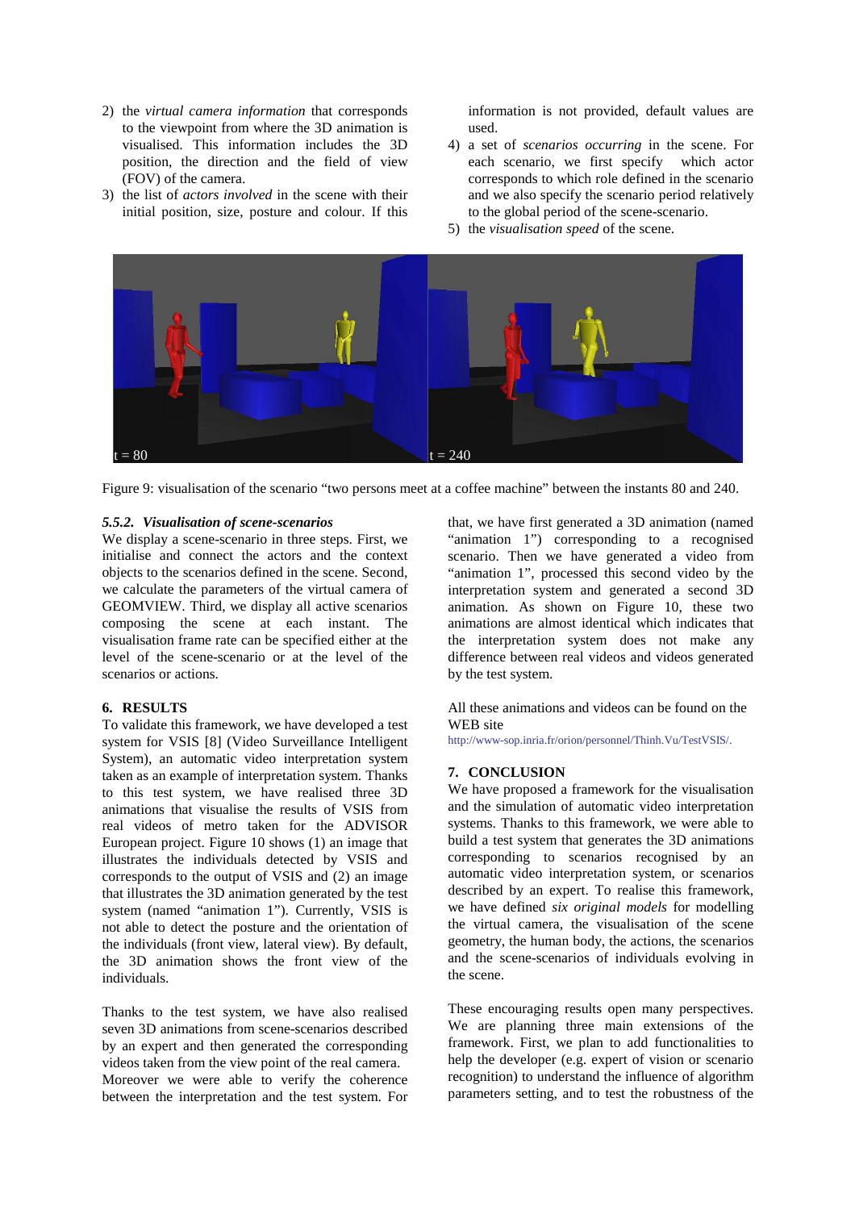2) the *virtual camera information* that corresponds to the viewpoint from where the 3D animation is visualised. This information includes the 3D position, the direction and the field of view (FOV) of the camera.
3) the list of *actors involved* in the scene with their initial position, size, posture and colour. If this information is not provided, default values are used.
4) a set of *scenarios occurring* in the scene. For each scenario, we first specify which actor corresponds to which role defined in the scenario and we also specify the scenario period relatively to the global period of the scene-scenario.
5) the *visualisation speed* of the scene.

Figure 9: visualisation of the scenario "two persons meet at a coffee machine" between the instants 80 and 240.

### *5.5.2. Visualisation of scene-scenarios*

We display a scene-scenario in three steps. First, we initialise and connect the actors and the context objects to the scenarios defined in the scene. Second, we calculate the parameters of the virtual camera of GEOMVIEW. Third, we display all active scenarios composing the scene at each instant. The visualisation frame rate can be specified either at the level of the scene-scenario or at the level of the scenarios or actions.

## 6. RESULTS

To validate this framework, we have developed a test system for VSIS [8] (Video Surveillance Intelligent System), an automatic video interpretation system taken as an example of interpretation system. Thanks to this test system, we have realised three 3D animations that visualise the results of VSIS from real videos of metro taken for the ADVISOR European project. Figure 10 shows (1) an image that illustrates the individuals detected by VSIS and corresponds to the output of VSIS and (2) an image that illustrates the 3D animation generated by the test system (named "animation 1"). Currently, VSIS is not able to detect the posture and the orientation of the individuals (front view, lateral view). By default, the 3D animation shows the front view of the individuals.

Thanks to the test system, we have also realised seven 3D animations from scene-scenarios described by an expert and then generated the corresponding videos taken from the view point of the real camera. Moreover we were able to verify the coherence between the interpretation and the test system. For that, we have first generated a 3D animation (named "animation 1") corresponding to a recognised scenario. Then we have generated a video from "animation 1", processed this second video by the interpretation system and generated a second 3D animation. As shown on Figure 10, these two animations are almost identical which indicates that the interpretation system does not make any difference between real videos and videos generated by the test system.

All these animations and videos can be found on the WEB site http://www-sop.inria.fr/orion/personnel/Thinh.Vu/TestVSIS/.

## 7. CONCLUSION

We have proposed a framework for the visualisation and the simulation of automatic video interpretation systems. Thanks to this framework, we were able to build a test system that generates the 3D animations corresponding to scenarios recognised by an automatic video interpretation system, or scenarios described by an expert. To realise this framework, we have defined *six original models* for modelling the virtual camera, the visualisation of the scene geometry, the human body, the actions, the scenarios and the scene-scenarios of individuals evolving in the scene.

These encouraging results open many perspectives. We are planning three main extensions of the framework. First, we plan to add functionalities to help the developer (e.g. expert of vision or scenario recognition) to understand the influence of algorithm parameters setting, and to test the robustness of the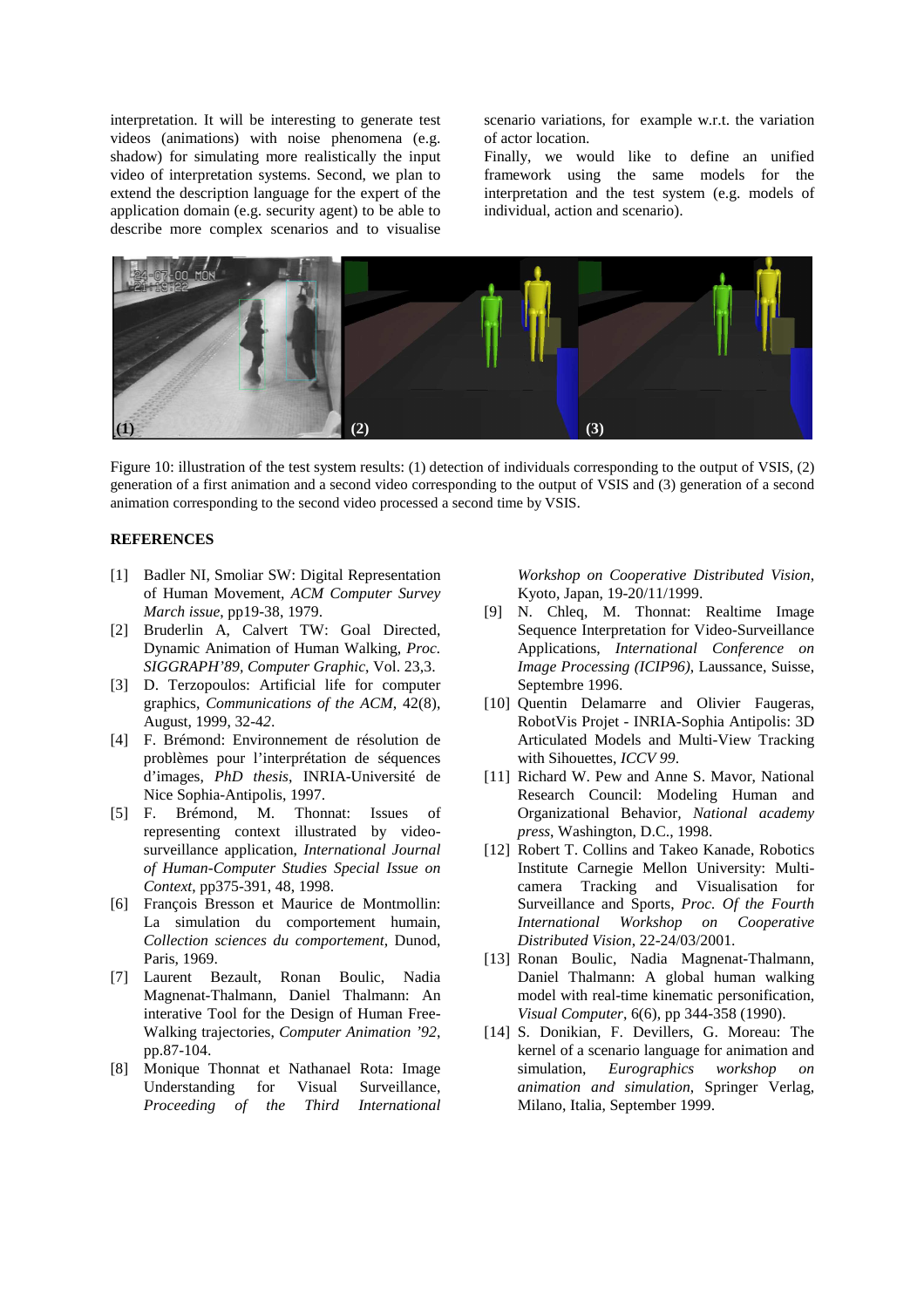interpretation. It will be interesting to generate test videos (animations) with noise phenomena (e.g. shadow) for simulating more realistically the input video of interpretation systems. Second, we plan to extend the description language for the expert of the application domain (e.g. security agent) to be able to describe more complex scenarios and to visualise scenario variations, for example w.r.t. the variation of actor location.

Finally, we would like to define an unified framework using the same models for the interpretation and the test system (e.g. models of individual, action and scenario).

Figure 10: illustration of the test system results: (1) detection of individuals corresponding to the output of VSIS, (2) generation of a first animation and a second video corresponding to the output of VSIS and (3) generation of a second animation corresponding to the second video processed a second time by VSIS.

## REFERENCES

[1] Badler NI, Smoliar SW: Digital Representation of Human Movement, *ACM Computer Survey March issue*, pp19-38, 1979.

[2] Bruderlin A, Calvert TW: Goal Directed, Dynamic Animation of Human Walking, *Proc. SIGGRAPH'89, Computer Graphic*, Vol. 23,3.

[3] D. Terzopoulos: Artificial life for computer graphics, *Communications of the ACM*, 42(8), August, 1999, 32-*42*.

[4] F. Brémond: Environnement de résolution de problèmes pour l'interprétation de séquences d'images, *PhD thesis*, INRIA-Université de Nice Sophia-Antipolis, 1997.

[5] F. Brémond, M. Thonnat: Issues of representing context illustrated by video-surveillance application, *International Journal of Human-Computer Studies Special Issue on Context*, pp375-391, 48, 1998.

[6] François Bresson et Maurice de Montmollin: La simulation du comportement humain, *Collection sciences du comportement*, Dunod, Paris, 1969.

[7] Laurent Bezault, Ronan Boulic, Nadia Magnenat-Thalmann, Daniel Thalmann: An interative Tool for the Design of Human Free-Walking trajectories, *Computer Animation '92*, pp.87-104.

[8] Monique Thonnat et Nathanael Rota: Image Understanding for Visual Surveillance, *Proceeding of the Third International Workshop on Cooperative Distributed Vision*, Kyoto, Japan, 19-20/11/1999.

[9] N. Chleq, M. Thonnat: Realtime Image Sequence Interpretation for Video-Surveillance Applications, *International Conference on Image Processing (ICIP96)*, Laussance, Suisse, Septembre 1996.

[10] Quentin Delamarre and Olivier Faugeras, RobotVis Projet - INRIA-Sophia Antipolis: 3D Articulated Models and Multi-View Tracking with Sihouettes, *ICCV 99*.

[11] Richard W. Pew and Anne S. Mavor, National Research Council: Modeling Human and Organizational Behavior, *National academy press*, Washington, D.C., 1998.

[12] Robert T. Collins and Takeo Kanade, Robotics Institute Carnegie Mellon University: Multi-camera Tracking and Visualisation for Surveillance and Sports, *Proc. Of the Fourth International Workshop on Cooperative Distributed Vision*, 22-24/03/2001.

[13] Ronan Boulic, Nadia Magnenat-Thalmann, Daniel Thalmann: A global human walking model with real-time kinematic personification, *Visual Computer*, 6(6), pp 344-358 (1990).

[14] S. Donikian, F. Devillers, G. Moreau: The kernel of a scenario language for animation and simulation, *Eurographics workshop on animation and simulation*, Springer Verlag, Milano, Italia, September 1999.